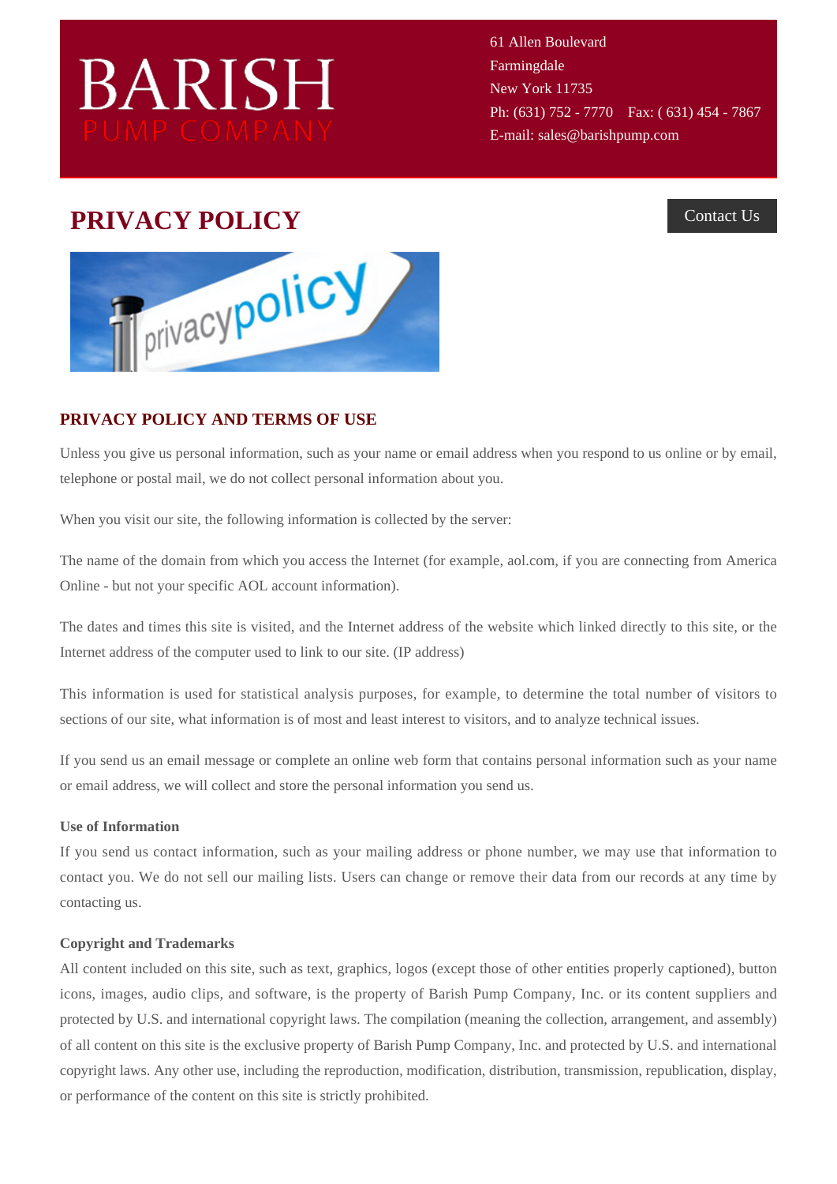# BARISH
PUMP COMPANY

61 Allen Boulevard
Farmingdale
New York 11735
Ph: (631) 752 - 7770 Fax: ( 631) 454 - 7867
E-mail: sales@barishpump.com

## PRIVACY POLICY

Contact Us

### PRIVACY POLICY AND TERMS OF USE

Unless you give us personal information, such as your name or email address when you respond to us online or by email, telephone or postal mail, we do not collect personal information about you.

When you visit our site, the following information is collected by the server:

The name of the domain from which you access the Internet (for example, aol.com, if you are connecting from America Online - but not your specific AOL account information).

The dates and times this site is visited, and the Internet address of the website which linked directly to this site, or the Internet address of the computer used to link to our site. (IP address)

This information is used for statistical analysis purposes, for example, to determine the total number of visitors to sections of our site, what information is of most and least interest to visitors, and to analyze technical issues.

If you send us an email message or complete an online web form that contains personal information such as your name or email address, we will collect and store the personal information you send us.

**Use of Information**

If you send us contact information, such as your mailing address or phone number, we may use that information to contact you. We do not sell our mailing lists. Users can change or remove their data from our records at any time by contacting us.

**Copyright and Trademarks**

All content included on this site, such as text, graphics, logos (except those of other entities properly captioned), button icons, images, audio clips, and software, is the property of Barish Pump Company, Inc. or its content suppliers and protected by U.S. and international copyright laws. The compilation (meaning the collection, arrangement, and assembly) of all content on this site is the exclusive property of Barish Pump Company, Inc. and protected by U.S. and international copyright laws. Any other use, including the reproduction, modification, distribution, transmission, republication, display, or performance of the content on this site is strictly prohibited.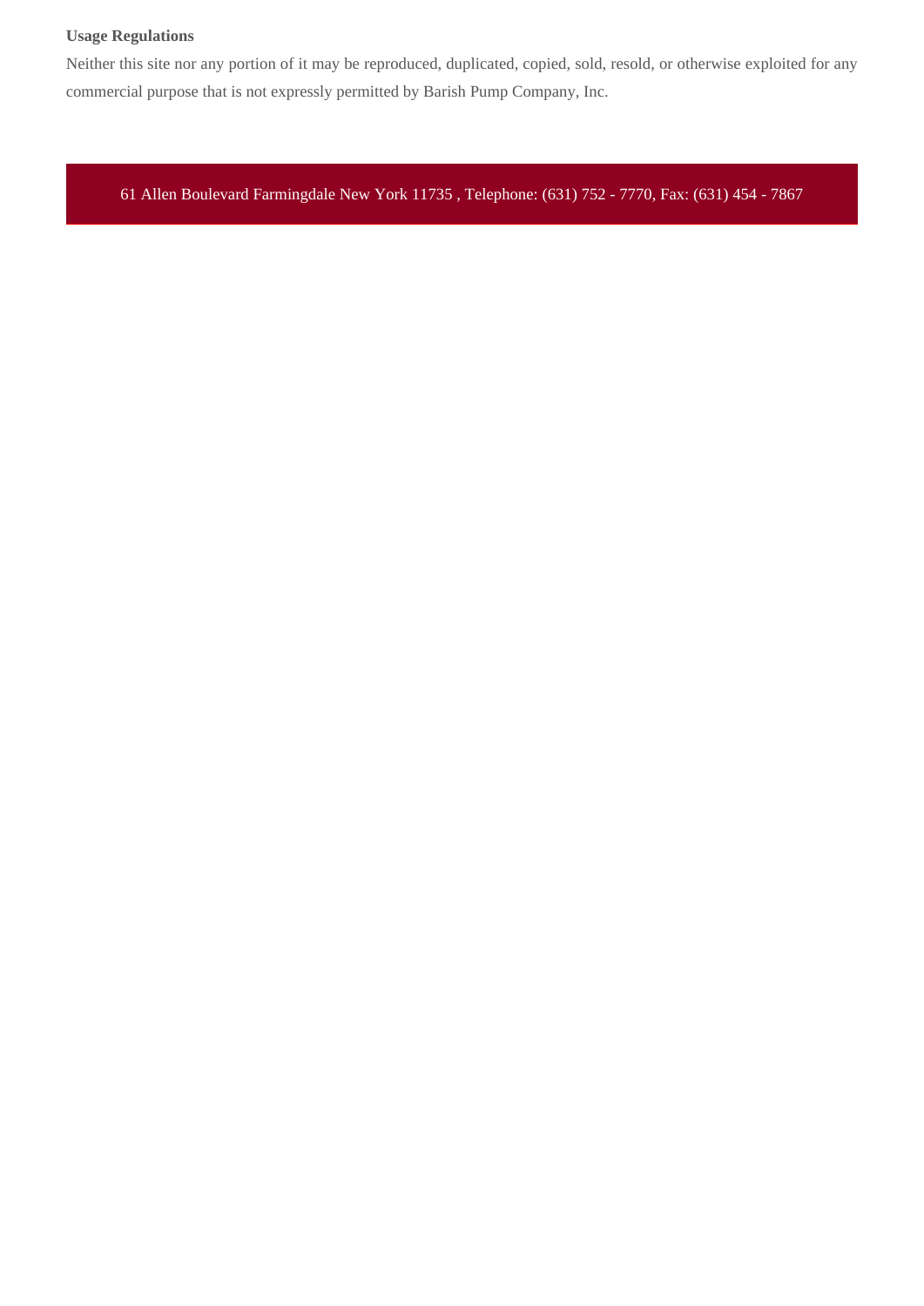**Usage Regulations**

Neither this site nor any portion of it may be reproduced, duplicated, copied, sold, resold, or otherwise exploited for any commercial purpose that is not expressly permitted by Barish Pump Company, Inc.

61 Allen Boulevard Farmingdale New York 11735 , Telephone: (631) 752 - 7770, Fax: (631) 454 - 7867